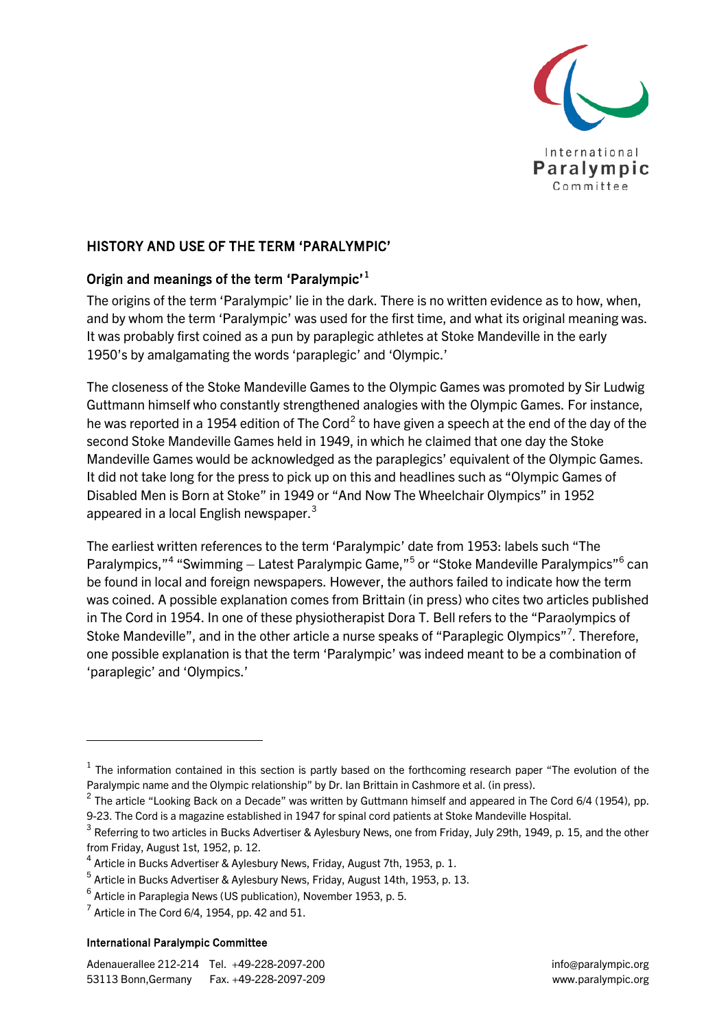## HISTORY AND USE OF THE TERM 'PARALYMPIC'

### Origin and meanings of the term 'Paralympic'[1]

The origins of the term 'Paralympic' lie in the dark. There is no written evidence as to how, when, and by whom the term 'Paralympic' was used for the first time, and what its original meaning was. It was probably first coined as a pun by paraplegic athletes at Stoke Mandeville in the early 1950's by amalgamating the words 'paraplegic' and 'Olympic.'

The closeness of the Stoke Mandeville Games to the Olympic Games was promoted by Sir Ludwig Guttmann himself who constantly strengthened analogies with the Olympic Games. For instance, he was reported in a 1954 edition of The Cord[2] to have given a speech at the end of the day of the second Stoke Mandeville Games held in 1949, in which he claimed that one day the Stoke Mandeville Games would be acknowledged as the paraplegics' equivalent of the Olympic Games. It did not take long for the press to pick up on this and headlines such as "Olympic Games of Disabled Men is Born at Stoke" in 1949 or "And Now The Wheelchair Olympics" in 1952 appeared in a local English newspaper.[3]

The earliest written references to the term 'Paralympic' date from 1953: labels such "The Paralympics,"[4] "Swimming – Latest Paralympic Game,"[5] or "Stoke Mandeville Paralympics"[6] can be found in local and foreign newspapers. However, the authors failed to indicate how the term was coined. A possible explanation comes from Brittain (in press) who cites two articles published in The Cord in 1954. In one of these physiotherapist Dora T. Bell refers to the "Paraolympics of Stoke Mandeville", and in the other article a nurse speaks of "Paraplegic Olympics"[7]. Therefore, one possible explanation is that the term 'Paralympic' was indeed meant to be a combination of 'paraplegic' and 'Olympics.'

---

[1] The information contained in this section is partly based on the forthcoming research paper "The evolution of the Paralympic name and the Olympic relationship" by Dr. Ian Brittain in Cashmore et al. (in press).

[2] The article "Looking Back on a Decade" was written by Guttmann himself and appeared in The Cord 6/4 (1954), pp. 9-23. The Cord is a magazine established in 1947 for spinal cord patients at Stoke Mandeville Hospital.

[3] Referring to two articles in Bucks Advertiser & Aylesbury News, one from Friday, July 29th, 1949, p. 15, and the other from Friday, August 1st, 1952, p. 12.

[4] Article in Bucks Advertiser & Aylesbury News, Friday, August 7th, 1953, p. 1.

[5] Article in Bucks Advertiser & Aylesbury News, Friday, August 14th, 1953, p. 13.

[6] Article in Paraplegia News (US publication), November 1953, p. 5.

[7] Article in The Cord 6/4, 1954, pp. 42 and 51.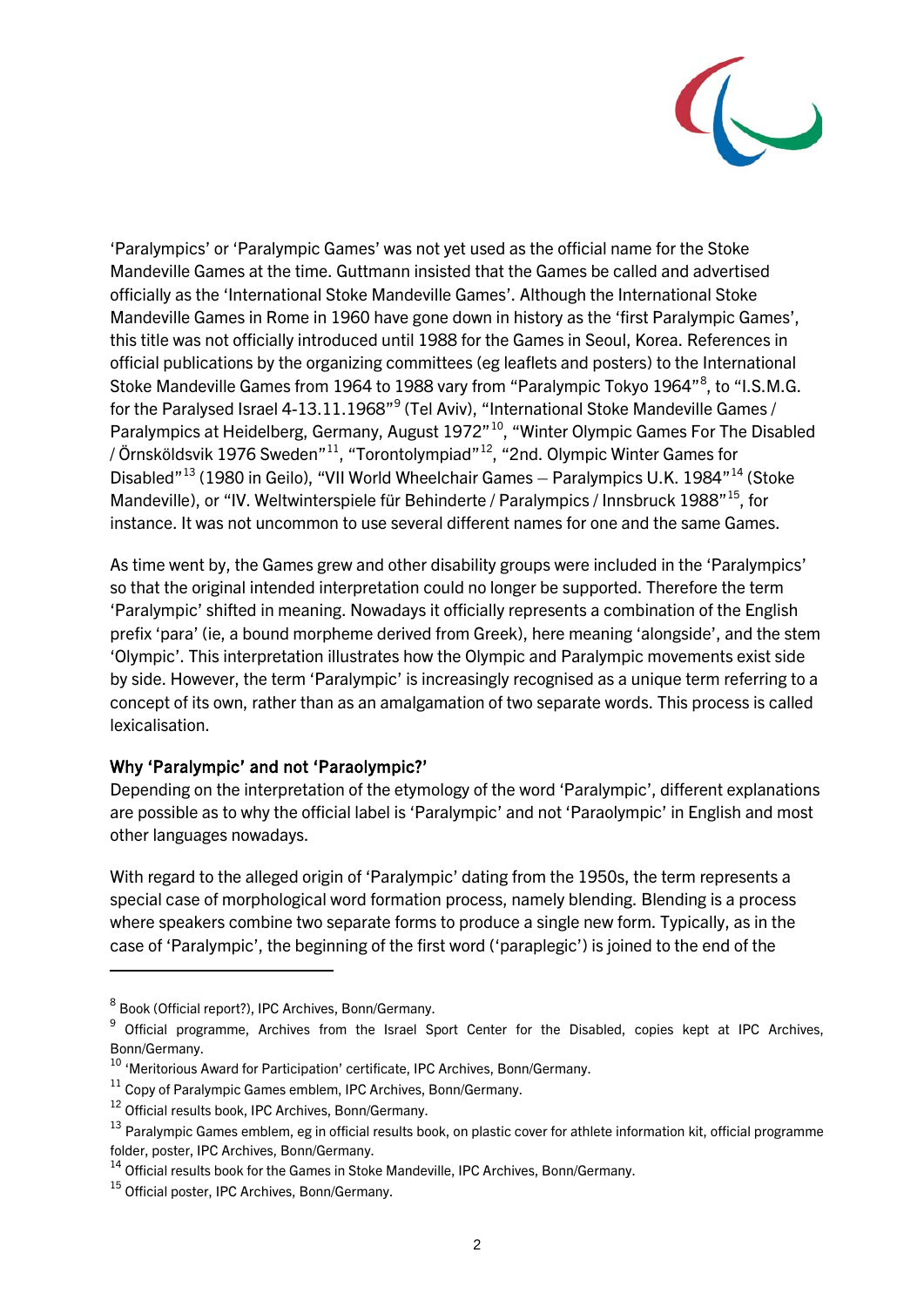'Paralympics' or 'Paralympic Games' was not yet used as the official name for the Stoke Mandeville Games at the time. Guttmann insisted that the Games be called and advertised officially as the 'International Stoke Mandeville Games'. Although the International Stoke Mandeville Games in Rome in 1960 have gone down in history as the 'first Paralympic Games', this title was not officially introduced until 1988 for the Games in Seoul, Korea. References in official publications by the organizing committees (eg leaflets and posters) to the International Stoke Mandeville Games from 1964 to 1988 vary from "Paralympic Tokyo 1964"[8], to "I.S.M.G. for the Paralysed Israel 4-13.11.1968"[9] (Tel Aviv), "International Stoke Mandeville Games / Paralympics at Heidelberg, Germany, August 1972"[10], "Winter Olympic Games For The Disabled / Örnsköldsvik 1976 Sweden"[11], "Torontolympiad"[12], "2nd. Olympic Winter Games for Disabled"[13] (1980 in Geilo), "VII World Wheelchair Games – Paralympics U.K. 1984"[14] (Stoke Mandeville), or "IV. Weltwinterspiele für Behinderte / Paralympics / Innsbruck 1988"[15], for instance. It was not uncommon to use several different names for one and the same Games.

As time went by, the Games grew and other disability groups were included in the 'Paralympics' so that the original intended interpretation could no longer be supported. Therefore the term 'Paralympic' shifted in meaning. Nowadays it officially represents a combination of the English prefix 'para' (ie, a bound morpheme derived from Greek), here meaning 'alongside', and the stem 'Olympic'. This interpretation illustrates how the Olympic and Paralympic movements exist side by side. However, the term 'Paralympic' is increasingly recognised as a unique term referring to a concept of its own, rather than as an amalgamation of two separate words. This process is called lexicalisation.

### Why 'Paralympic' and not 'Paraolympic?'

Depending on the interpretation of the etymology of the word 'Paralympic', different explanations are possible as to why the official label is 'Paralympic' and not 'Paraolympic' in English and most other languages nowadays.

With regard to the alleged origin of 'Paralympic' dating from the 1950s, the term represents a special case of morphological word formation process, namely blending. Blending is a process where speakers combine two separate forms to produce a single new form. Typically, as in the case of 'Paralympic', the beginning of the first word ('paraplegic') is joined to the end of the

---

[8] Book (Official report?), IPC Archives, Bonn/Germany.

[9] Official programme, Archives from the Israel Sport Center for the Disabled, copies kept at IPC Archives, Bonn/Germany.

[10] 'Meritorious Award for Participation' certificate, IPC Archives, Bonn/Germany.

[11] Copy of Paralympic Games emblem, IPC Archives, Bonn/Germany.

[12] Official results book, IPC Archives, Bonn/Germany.

[13] Paralympic Games emblem, eg in official results book, on plastic cover for athlete information kit, official programme folder, poster, IPC Archives, Bonn/Germany.

[14] Official results book for the Games in Stoke Mandeville, IPC Archives, Bonn/Germany.

[15] Official poster, IPC Archives, Bonn/Germany.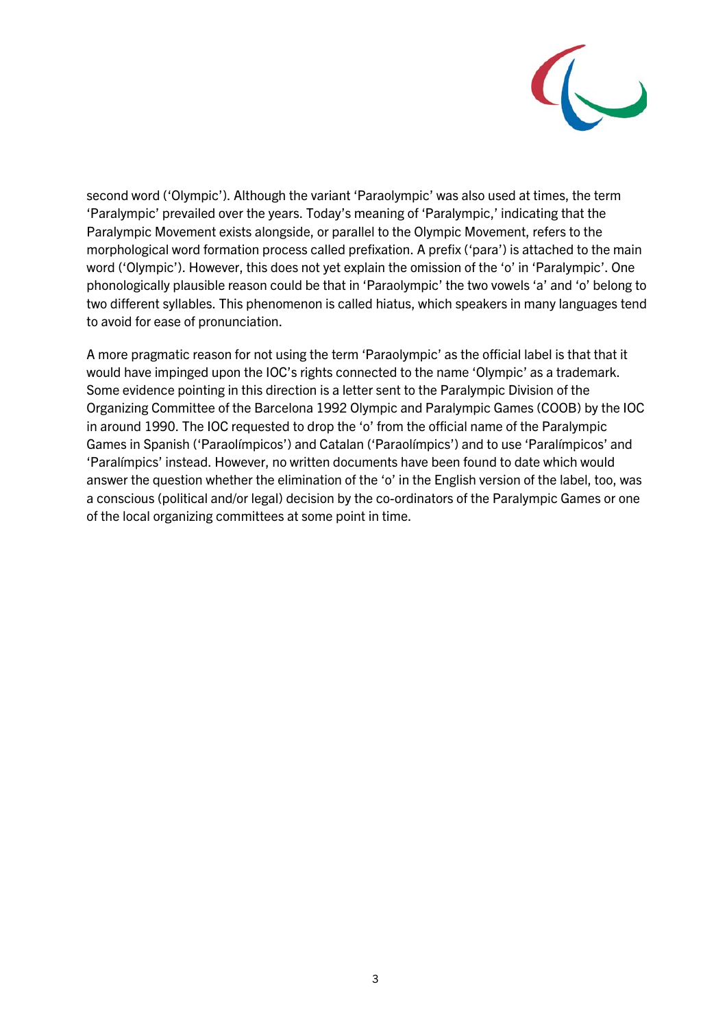second word ('Olympic'). Although the variant 'Paraolympic' was also used at times, the term 'Paralympic' prevailed over the years. Today's meaning of 'Paralympic,' indicating that the Paralympic Movement exists alongside, or parallel to the Olympic Movement, refers to the morphological word formation process called prefixation. A prefix ('para') is attached to the main word ('Olympic'). However, this does not yet explain the omission of the 'o' in 'Paralympic'. One phonologically plausible reason could be that in 'Paraolympic' the two vowels 'a' and 'o' belong to two different syllables. This phenomenon is called hiatus, which speakers in many languages tend to avoid for ease of pronunciation.

A more pragmatic reason for not using the term 'Paraolympic' as the official label is that that it would have impinged upon the IOC's rights connected to the name 'Olympic' as a trademark. Some evidence pointing in this direction is a letter sent to the Paralympic Division of the Organizing Committee of the Barcelona 1992 Olympic and Paralympic Games (COOB) by the IOC in around 1990. The IOC requested to drop the 'o' from the official name of the Paralympic Games in Spanish ('Paraolímpicos') and Catalan ('Paraolímpics') and to use 'Paralímpicos' and 'Paralímpics' instead. However, no written documents have been found to date which would answer the question whether the elimination of the 'o' in the English version of the label, too, was a conscious (political and/or legal) decision by the co-ordinators of the Paralympic Games or one of the local organizing committees at some point in time.